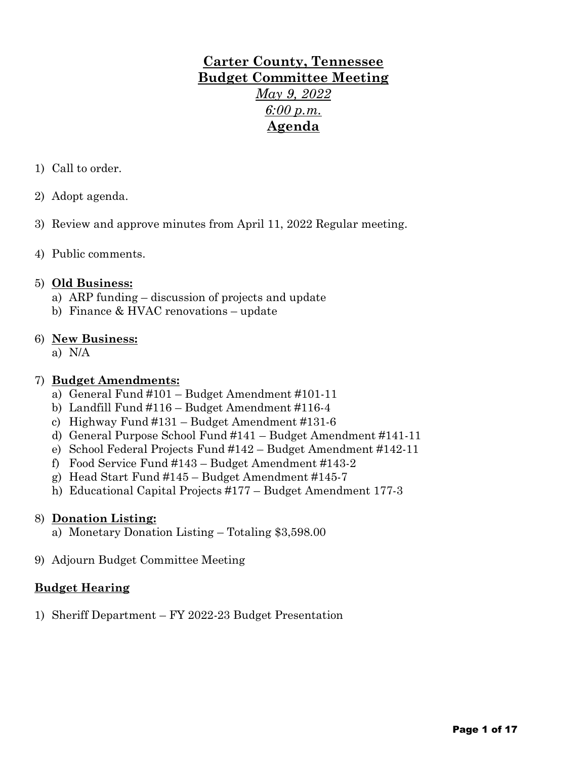# Carter County, Tennessee
# Budget Committee Meeting

*May 9, 2022*

*6:00 p.m.*

## Agenda

1) Call to order.

2) Adopt agenda.

3) Review and approve minutes from April 11, 2022 Regular meeting.

4) Public comments.

5) **Old Business:**
   a) ARP funding – discussion of projects and update
   b) Finance & HVAC renovations – update

6) **New Business:**
   a) N/A

7) **Budget Amendments:**
   a) General Fund #101 – Budget Amendment #101-11
   b) Landfill Fund #116 – Budget Amendment #116-4
   c) Highway Fund #131 – Budget Amendment #131-6
   d) General Purpose School Fund #141 – Budget Amendment #141-11
   e) School Federal Projects Fund #142 – Budget Amendment #142-11
   f) Food Service Fund #143 – Budget Amendment #143-2
   g) Head Start Fund #145 – Budget Amendment #145-7
   h) Educational Capital Projects #177 – Budget Amendment 177-3

8) **Donation Listing:**
   a) Monetary Donation Listing – Totaling $3,598.00

9) Adjourn Budget Committee Meeting

## Budget Hearing

1) Sheriff Department – FY 2022-23 Budget Presentation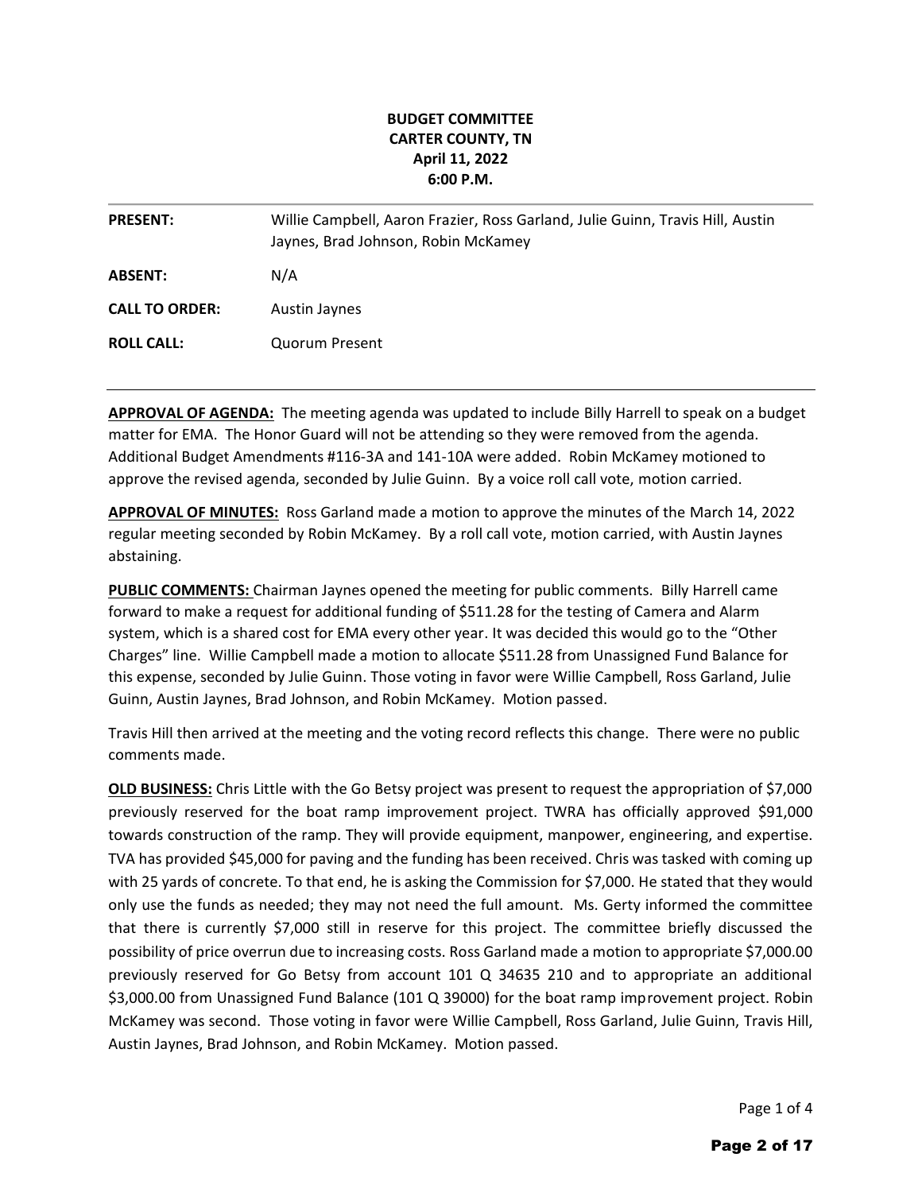**BUDGET COMMITTEE**
**CARTER COUNTY, TN**
**April 11, 2022**
**6:00 P.M.**

| | |
|---|---|
| **PRESENT:** | Willie Campbell, Aaron Frazier, Ross Garland, Julie Guinn, Travis Hill, Austin Jaynes, Brad Johnson, Robin McKamey |
| **ABSENT:** | N/A |
| **CALL TO ORDER:** | Austin Jaynes |
| **ROLL CALL:** | Quorum Present |

**APPROVAL OF AGENDA:** The meeting agenda was updated to include Billy Harrell to speak on a budget matter for EMA. The Honor Guard will not be attending so they were removed from the agenda. Additional Budget Amendments #116-3A and 141-10A were added. Robin McKamey motioned to approve the revised agenda, seconded by Julie Guinn. By a voice roll call vote, motion carried.

**APPROVAL OF MINUTES:** Ross Garland made a motion to approve the minutes of the March 14, 2022 regular meeting seconded by Robin McKamey. By a roll call vote, motion carried, with Austin Jaynes abstaining.

**PUBLIC COMMENTS:** Chairman Jaynes opened the meeting for public comments. Billy Harrell came forward to make a request for additional funding of $511.28 for the testing of Camera and Alarm system, which is a shared cost for EMA every other year. It was decided this would go to the "Other Charges" line. Willie Campbell made a motion to allocate $511.28 from Unassigned Fund Balance for this expense, seconded by Julie Guinn. Those voting in favor were Willie Campbell, Ross Garland, Julie Guinn, Austin Jaynes, Brad Johnson, and Robin McKamey. Motion passed.

Travis Hill then arrived at the meeting and the voting record reflects this change. There were no public comments made.

**OLD BUSINESS:** Chris Little with the Go Betsy project was present to request the appropriation of $7,000 previously reserved for the boat ramp improvement project. TWRA has officially approved $91,000 towards construction of the ramp. They will provide equipment, manpower, engineering, and expertise. TVA has provided $45,000 for paving and the funding has been received. Chris was tasked with coming up with 25 yards of concrete. To that end, he is asking the Commission for $7,000. He stated that they would only use the funds as needed; they may not need the full amount. Ms. Gerty informed the committee that there is currently $7,000 still in reserve for this project. The committee briefly discussed the possibility of price overrun due to increasing costs. Ross Garland made a motion to appropriate $7,000.00 previously reserved for Go Betsy from account 101 Q 34635 210 and to appropriate an additional $3,000.00 from Unassigned Fund Balance (101 Q 39000) for the boat ramp improvement project. Robin McKamey was second. Those voting in favor were Willie Campbell, Ross Garland, Julie Guinn, Travis Hill, Austin Jaynes, Brad Johnson, and Robin McKamey. Motion passed.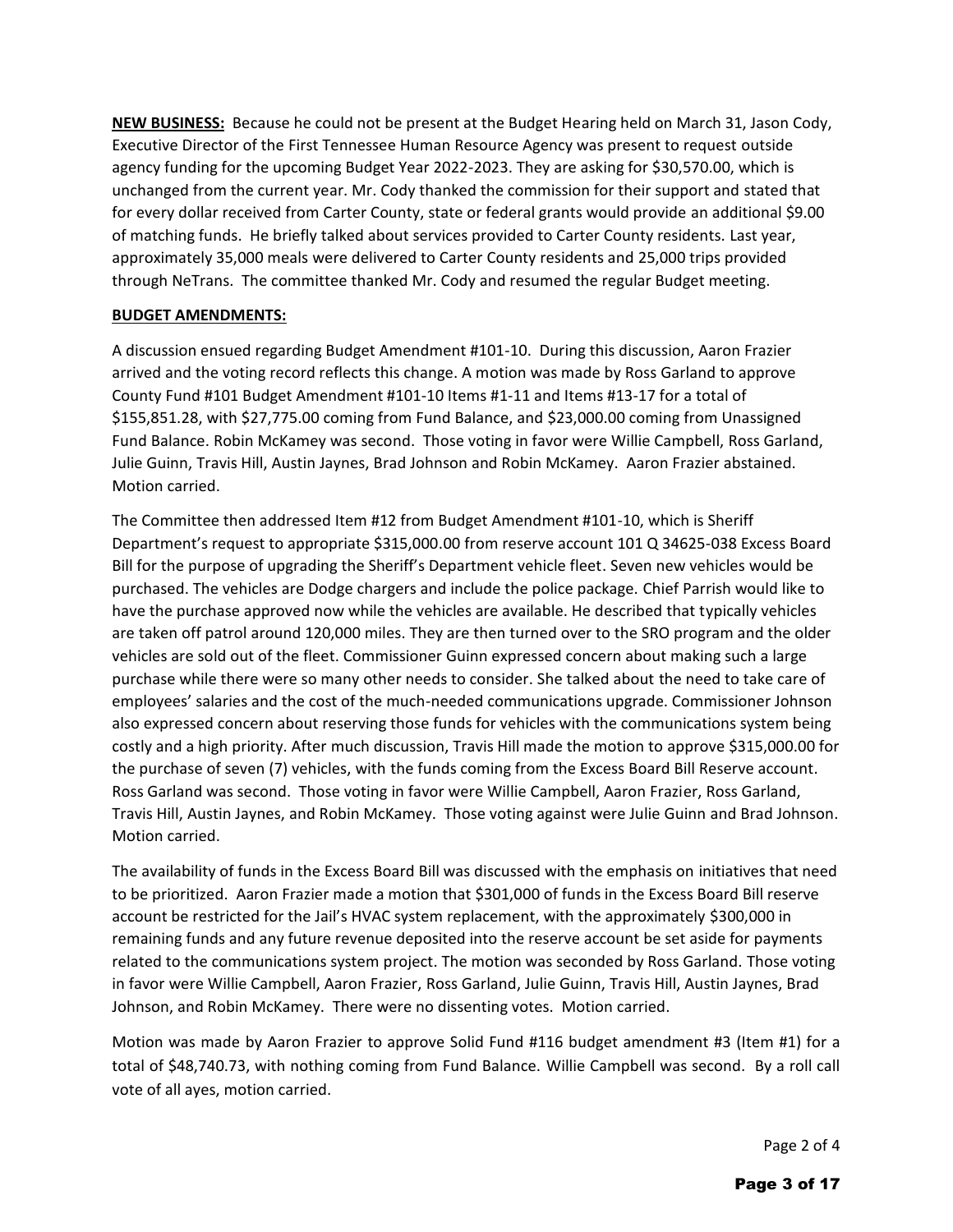**NEW BUSINESS:** Because he could not be present at the Budget Hearing held on March 31, Jason Cody, Executive Director of the First Tennessee Human Resource Agency was present to request outside agency funding for the upcoming Budget Year 2022-2023. They are asking for $30,570.00, which is unchanged from the current year. Mr. Cody thanked the commission for their support and stated that for every dollar received from Carter County, state or federal grants would provide an additional $9.00 of matching funds. He briefly talked about services provided to Carter County residents. Last year, approximately 35,000 meals were delivered to Carter County residents and 25,000 trips provided through NeTrans. The committee thanked Mr. Cody and resumed the regular Budget meeting.

**BUDGET AMENDMENTS:**

A discussion ensued regarding Budget Amendment #101-10. During this discussion, Aaron Frazier arrived and the voting record reflects this change. A motion was made by Ross Garland to approve County Fund #101 Budget Amendment #101-10 Items #1-11 and Items #13-17 for a total of $155,851.28, with $27,775.00 coming from Fund Balance, and $23,000.00 coming from Unassigned Fund Balance. Robin McKamey was second. Those voting in favor were Willie Campbell, Ross Garland, Julie Guinn, Travis Hill, Austin Jaynes, Brad Johnson and Robin McKamey. Aaron Frazier abstained. Motion carried.

The Committee then addressed Item #12 from Budget Amendment #101-10, which is Sheriff Department's request to appropriate $315,000.00 from reserve account 101 Q 34625-038 Excess Board Bill for the purpose of upgrading the Sheriff's Department vehicle fleet. Seven new vehicles would be purchased. The vehicles are Dodge chargers and include the police package. Chief Parrish would like to have the purchase approved now while the vehicles are available. He described that typically vehicles are taken off patrol around 120,000 miles. They are then turned over to the SRO program and the older vehicles are sold out of the fleet. Commissioner Guinn expressed concern about making such a large purchase while there were so many other needs to consider. She talked about the need to take care of employees' salaries and the cost of the much-needed communications upgrade. Commissioner Johnson also expressed concern about reserving those funds for vehicles with the communications system being costly and a high priority. After much discussion, Travis Hill made the motion to approve $315,000.00 for the purchase of seven (7) vehicles, with the funds coming from the Excess Board Bill Reserve account. Ross Garland was second. Those voting in favor were Willie Campbell, Aaron Frazier, Ross Garland, Travis Hill, Austin Jaynes, and Robin McKamey. Those voting against were Julie Guinn and Brad Johnson. Motion carried.

The availability of funds in the Excess Board Bill was discussed with the emphasis on initiatives that need to be prioritized. Aaron Frazier made a motion that $301,000 of funds in the Excess Board Bill reserve account be restricted for the Jail's HVAC system replacement, with the approximately $300,000 in remaining funds and any future revenue deposited into the reserve account be set aside for payments related to the communications system project. The motion was seconded by Ross Garland. Those voting in favor were Willie Campbell, Aaron Frazier, Ross Garland, Julie Guinn, Travis Hill, Austin Jaynes, Brad Johnson, and Robin McKamey. There were no dissenting votes. Motion carried.

Motion was made by Aaron Frazier to approve Solid Fund #116 budget amendment #3 (Item #1) for a total of $48,740.73, with nothing coming from Fund Balance. Willie Campbell was second. By a roll call vote of all ayes, motion carried.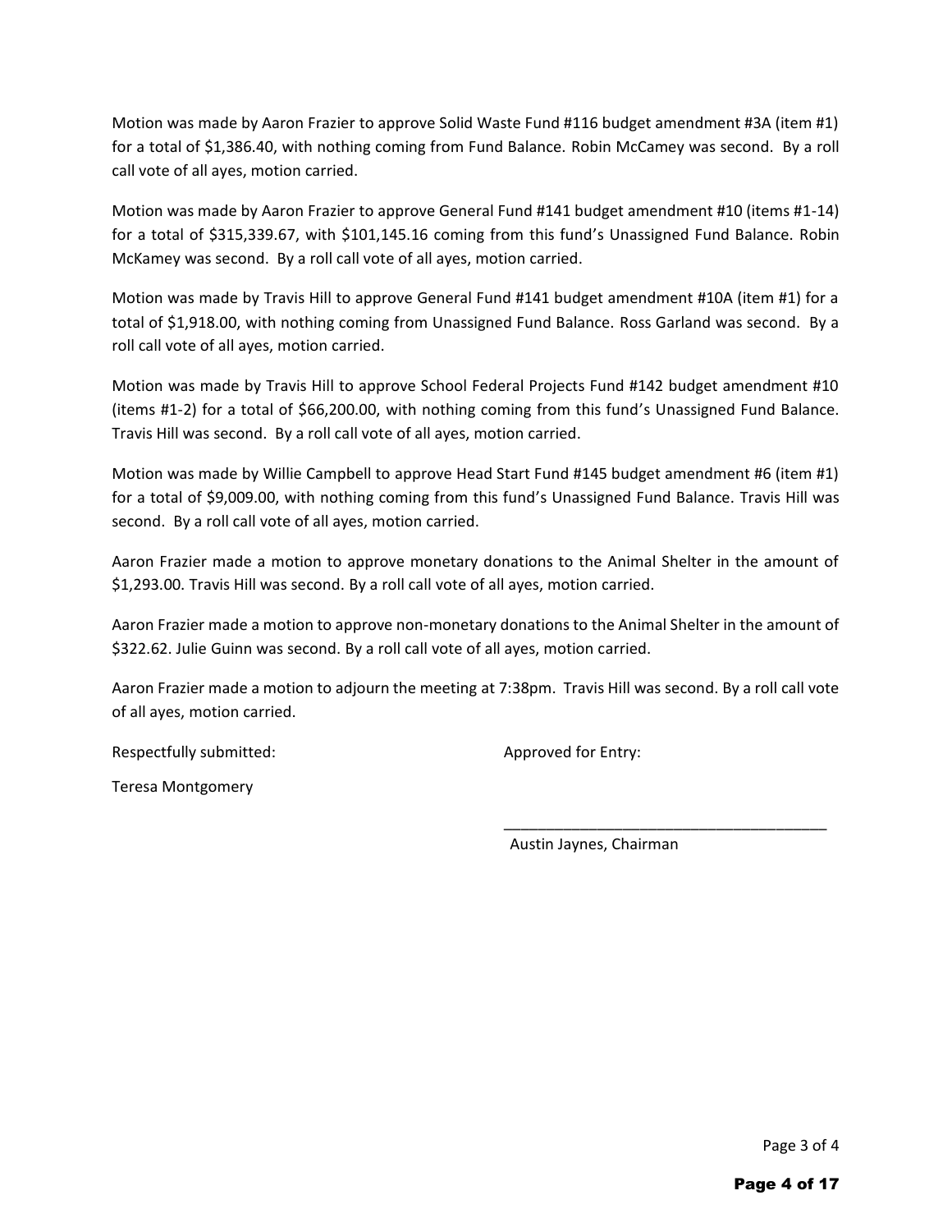Motion was made by Aaron Frazier to approve Solid Waste Fund #116 budget amendment #3A (item #1) for a total of $1,386.40, with nothing coming from Fund Balance. Robin McCamey was second. By a roll call vote of all ayes, motion carried.

Motion was made by Aaron Frazier to approve General Fund #141 budget amendment #10 (items #1-14) for a total of $315,339.67, with $101,145.16 coming from this fund's Unassigned Fund Balance. Robin McKamey was second. By a roll call vote of all ayes, motion carried.

Motion was made by Travis Hill to approve General Fund #141 budget amendment #10A (item #1) for a total of $1,918.00, with nothing coming from Unassigned Fund Balance. Ross Garland was second. By a roll call vote of all ayes, motion carried.

Motion was made by Travis Hill to approve School Federal Projects Fund #142 budget amendment #10 (items #1-2) for a total of $66,200.00, with nothing coming from this fund's Unassigned Fund Balance. Travis Hill was second. By a roll call vote of all ayes, motion carried.

Motion was made by Willie Campbell to approve Head Start Fund #145 budget amendment #6 (item #1) for a total of $9,009.00, with nothing coming from this fund's Unassigned Fund Balance. Travis Hill was second. By a roll call vote of all ayes, motion carried.

Aaron Frazier made a motion to approve monetary donations to the Animal Shelter in the amount of $1,293.00. Travis Hill was second. By a roll call vote of all ayes, motion carried.

Aaron Frazier made a motion to approve non-monetary donations to the Animal Shelter in the amount of $322.62. Julie Guinn was second. By a roll call vote of all ayes, motion carried.

Aaron Frazier made a motion to adjourn the meeting at 7:38pm. Travis Hill was second. By a roll call vote of all ayes, motion carried.

Respectfully submitted:

Teresa Montgomery

Approved for Entry:

_______________________________________

Austin Jaynes, Chairman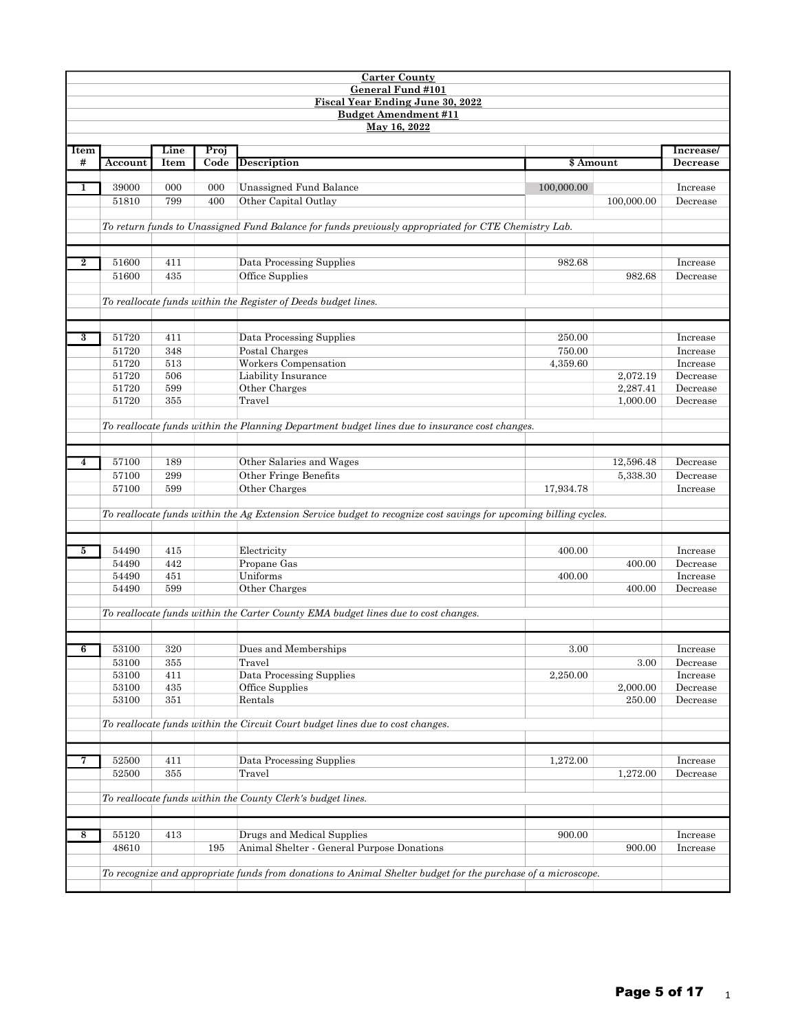**Carter County**
**General Fund #101**
**Fiscal Year Ending June 30, 2022**
**Budget Amendment #11**
**May 16, 2022**

| Item # | Account | Line Item | Proj Code | Description | $ Amount | | Increase/ Decrease |
|---|---|---|---|---|---|---|---|
| 1 | 39000 | 000 | 000 | Unassigned Fund Balance | 100,000.00 | | Increase |
| | 51810 | 799 | 400 | Other Capital Outlay | | 100,000.00 | Decrease |
| | *To return funds to Unassigned Fund Balance for funds previously appropriated for CTE Chemistry Lab.* | | | | | | |
| 2 | 51600 | 411 | | Data Processing Supplies | 982.68 | | Increase |
| | 51600 | 435 | | Office Supplies | | 982.68 | Decrease |
| | *To reallocate funds within the Register of Deeds budget lines.* | | | | | | |
| 3 | 51720 | 411 | | Data Processing Supplies | 250.00 | | Increase |
| | 51720 | 348 | | Postal Charges | 750.00 | | Increase |
| | 51720 | 513 | | Workers Compensation | 4,359.60 | | Increase |
| | 51720 | 506 | | Liability Insurance | | 2,072.19 | Decrease |
| | 51720 | 599 | | Other Charges | | 2,287.41 | Decrease |
| | 51720 | 355 | | Travel | | 1,000.00 | Decrease |
| | *To reallocate funds within the Planning Department budget lines due to insurance cost changes.* | | | | | | |
| 4 | 57100 | 189 | | Other Salaries and Wages | | 12,596.48 | Decrease |
| | 57100 | 299 | | Other Fringe Benefits | | 5,338.30 | Decrease |
| | 57100 | 599 | | Other Charges | 17,934.78 | | Increase |
| | *To reallocate funds within the Ag Extension Service budget to recognize cost savings for upcoming billing cycles.* | | | | | | |
| 5 | 54490 | 415 | | Electricity | 400.00 | | Increase |
| | 54490 | 442 | | Propane Gas | | 400.00 | Decrease |
| | 54490 | 451 | | Uniforms | 400.00 | | Increase |
| | 54490 | 599 | | Other Charges | | 400.00 | Decrease |
| | *To reallocate funds within the Carter County EMA budget lines due to cost changes.* | | | | | | |
| 6 | 53100 | 320 | | Dues and Memberships | 3.00 | | Increase |
| | 53100 | 355 | | Travel | | 3.00 | Decrease |
| | 53100 | 411 | | Data Processing Supplies | 2,250.00 | | Increase |
| | 53100 | 435 | | Office Supplies | | 2,000.00 | Decrease |
| | 53100 | 351 | | Rentals | | 250.00 | Decrease |
| | *To reallocate funds within the Circuit Court budget lines due to cost changes.* | | | | | | |
| 7 | 52500 | 411 | | Data Processing Supplies | 1,272.00 | | Increase |
| | 52500 | 355 | | Travel | | 1,272.00 | Decrease |
| | *To reallocate funds within the County Clerk's budget lines.* | | | | | | |
| 8 | 55120 | 413 | | Drugs and Medical Supplies | 900.00 | | Increase |
| | 48610 | | 195 | Animal Shelter - General Purpose Donations | | 900.00 | Increase |
| | *To recognize and appropriate funds from donations to Animal Shelter budget for the purchase of a microscope.* | | | | | | |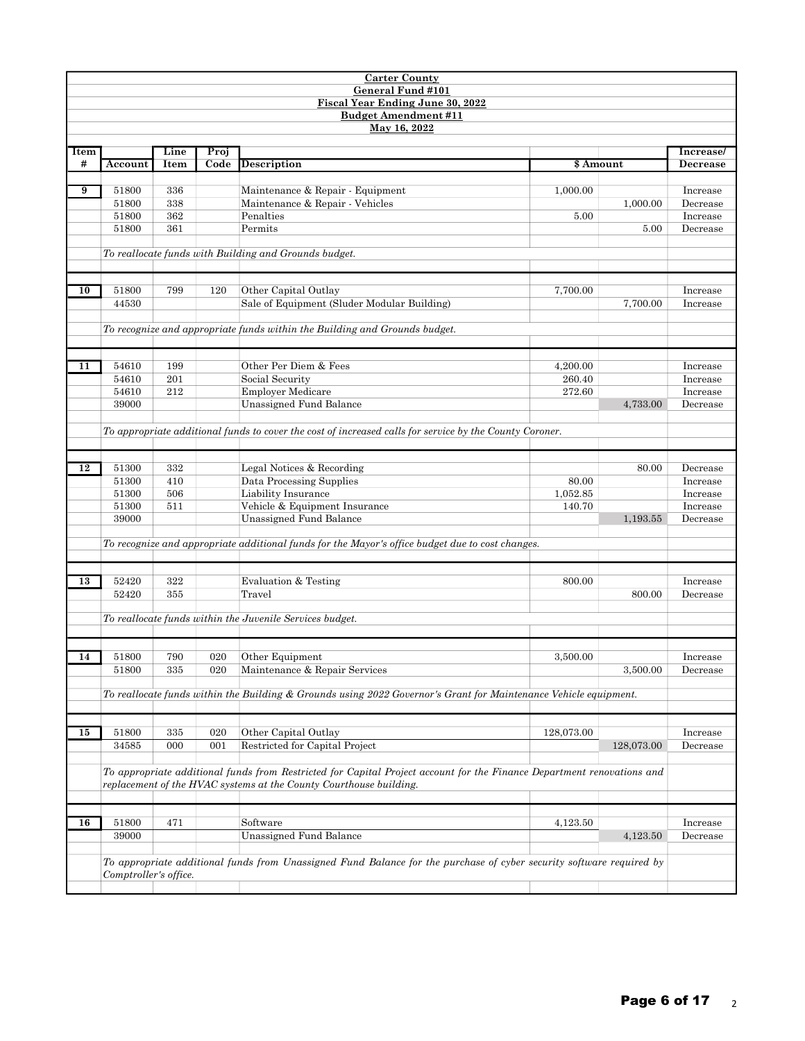**Carter County**
**General Fund #101**
**Fiscal Year Ending June 30, 2022**
**Budget Amendment #11**
**May 16, 2022**

| Item # | Account | Line Item | Proj Code | Description | $ Amount | | Increase/ Decrease |
|---|---|---|---|---|---|---|---|
| 9 | 51800 | 336 | | Maintenance & Repair - Equipment | 1,000.00 | | Increase |
| | 51800 | 338 | | Maintenance & Repair - Vehicles | | 1,000.00 | Decrease |
| | 51800 | 362 | | Penalties | 5.00 | | Increase |
| | 51800 | 361 | | Permits | | 5.00 | Decrease |
| | *To reallocate funds with Building and Grounds budget.* | | | | | | |
| 10 | 51800 | 799 | 120 | Other Capital Outlay | 7,700.00 | | Increase |
| | 44530 | | | Sale of Equipment (Sluder Modular Building) | | 7,700.00 | Increase |
| | *To recognize and appropriate funds within the Building and Grounds budget.* | | | | | | |
| 11 | 54610 | 199 | | Other Per Diem & Fees | 4,200.00 | | Increase |
| | 54610 | 201 | | Social Security | 260.40 | | Increase |
| | 54610 | 212 | | Employer Medicare | 272.60 | | Increase |
| | 39000 | | | Unassigned Fund Balance | | 4,733.00 | Decrease |
| | *To appropriate additional funds to cover the cost of increased calls for service by the County Coroner.* | | | | | | |
| 12 | 51300 | 332 | | Legal Notices & Recording | | 80.00 | Decrease |
| | 51300 | 410 | | Data Processing Supplies | 80.00 | | Increase |
| | 51300 | 506 | | Liability Insurance | 1,052.85 | | Increase |
| | 51300 | 511 | | Vehicle & Equipment Insurance | 140.70 | | Increase |
| | 39000 | | | Unassigned Fund Balance | | 1,193.55 | Decrease |
| | *To recognize and appropriate additional funds for the Mayor's office budget due to cost changes.* | | | | | | |
| 13 | 52420 | 322 | | Evaluation & Testing | 800.00 | | Increase |
| | 52420 | 355 | | Travel | | 800.00 | Decrease |
| | *To reallocate funds within the Juvenile Services budget.* | | | | | | |
| 14 | 51800 | 790 | 020 | Other Equipment | 3,500.00 | | Increase |
| | 51800 | 335 | 020 | Maintenance & Repair Services | | 3,500.00 | Decrease |
| | *To reallocate funds within the Building & Grounds using 2022 Governor's Grant for Maintenance Vehicle equipment.* | | | | | | |
| 15 | 51800 | 335 | 020 | Other Capital Outlay | 128,073.00 | | Increase |
| | 34585 | 000 | 001 | Restricted for Capital Project | | 128,073.00 | Decrease |
| | *To appropriate additional funds from Restricted for Capital Project account for the Finance Department renovations and replacement of the HVAC systems at the County Courthouse building.* | | | | | | |
| 16 | 51800 | 471 | | Software | 4,123.50 | | Increase |
| | 39000 | | | Unassigned Fund Balance | | 4,123.50 | Decrease |
| | *To appropriate additional funds from Unassigned Fund Balance for the purchase of cyber security software required by Comptroller's office.* | | | | | | |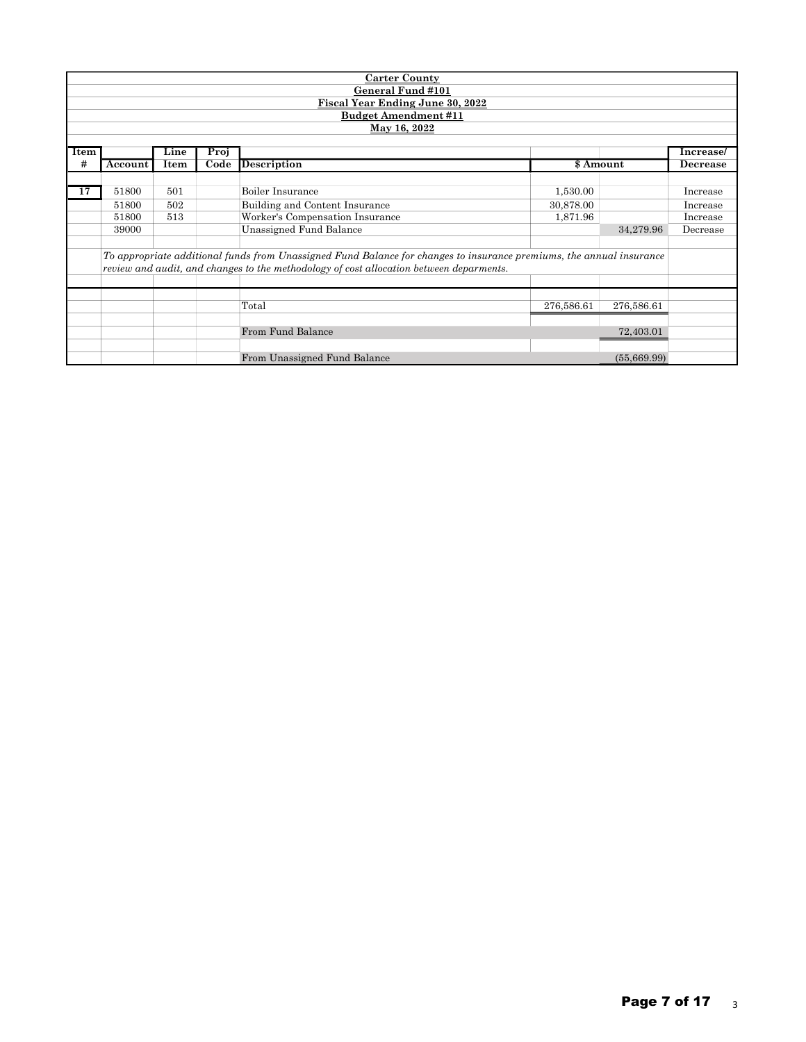**Carter County**

**General Fund #101**

**Fiscal Year Ending June 30, 2022**

**Budget Amendment #11**

**May 16, 2022**

| Item # | Account | Line Item | Proj Code | Description | $ Amount | | Increase/ Decrease |
|---|---|---|---|---|---|---|---|
| 17 | 51800 | 501 | | Boiler Insurance | 1,530.00 | | Increase |
| | 51800 | 502 | | Building and Content Insurance | 30,878.00 | | Increase |
| | 51800 | 513 | | Worker's Compensation Insurance | 1,871.96 | | Increase |
| | 39000 | | | Unassigned Fund Balance | | 34,279.96 | Decrease |
| | *To appropriate additional funds from Unassigned Fund Balance for changes to insurance premiums, the annual insurance review and audit, and changes to the methodology of cost allocation between deparments.* | | | | | | |
| | | | | Total | 276,586.61 | 276,586.61 | |
| | | | | From Fund Balance | | 72,403.01 | |
| | | | | From Unassigned Fund Balance | | (55,669.99) | |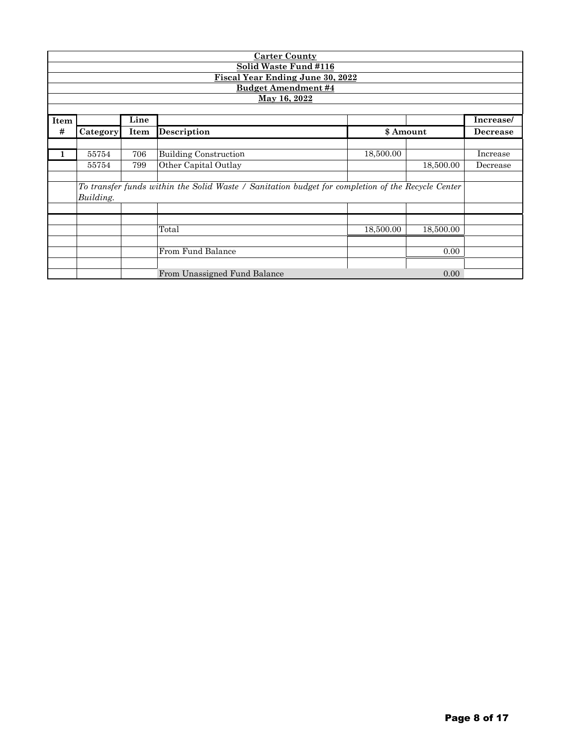**Carter County**

**Solid Waste Fund #116**

**Fiscal Year Ending June 30, 2022**

**Budget Amendment #4**

**May 16, 2022**

| Item # | Category | Line Item | Description | $ Amount | | Increase/ Decrease |
|---|---|---|---|---|---|---|
| 1 | 55754 | 706 | Building Construction | 18,500.00 | | Increase |
| | 55754 | 799 | Other Capital Outlay | | 18,500.00 | Decrease |
| | *To transfer funds within the Solid Waste / Sanitation budget for completion of the Recycle Center Building.* | | | | | |
| | | | Total | 18,500.00 | 18,500.00 | |
| | | | From Fund Balance | | 0.00 | |
| | | | From Unassigned Fund Balance | | 0.00 | |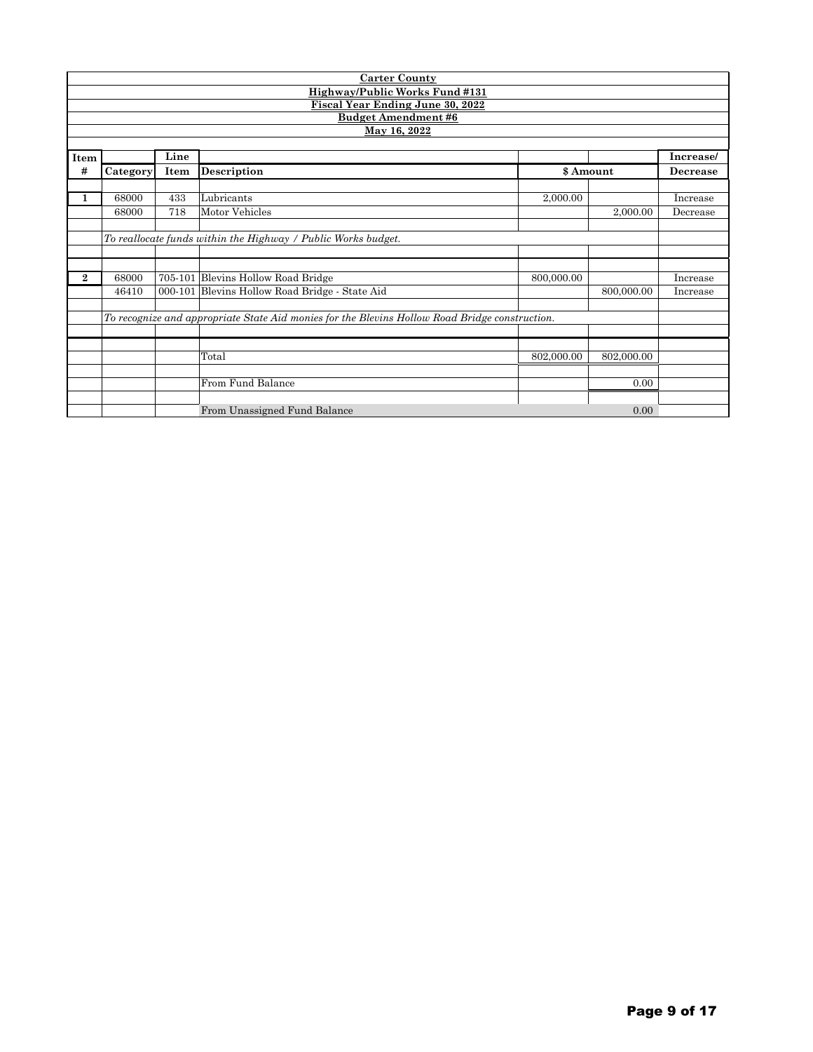**Carter County**

**Highway/Public Works Fund #131**

**Fiscal Year Ending June 30, 2022**

**Budget Amendment #6**

**May 16, 2022**

| Item # | Category | Line Item | Description | $ Amount | | Increase/ Decrease |
|---|---|---|---|---|---|---|
| **1** | 68000 | 433 | Lubricants | 2,000.00 | | Increase |
| | 68000 | 718 | Motor Vehicles | | 2,000.00 | Decrease |
| | *To reallocate funds within the Highway / Public Works budget.* | | | | | |
| **2** | 68000 | 705-101 | Blevins Hollow Road Bridge | 800,000.00 | | Increase |
| | 46410 | 000-101 | Blevins Hollow Road Bridge - State Aid | | 800,000.00 | Increase |
| | *To recognize and appropriate State Aid monies for the Blevins Hollow Road Bridge construction.* | | | | | |
| | | | Total | 802,000.00 | 802,000.00 | |
| | | | From Fund Balance | | 0.00 | |
| | | | From Unassigned Fund Balance | | 0.00 | |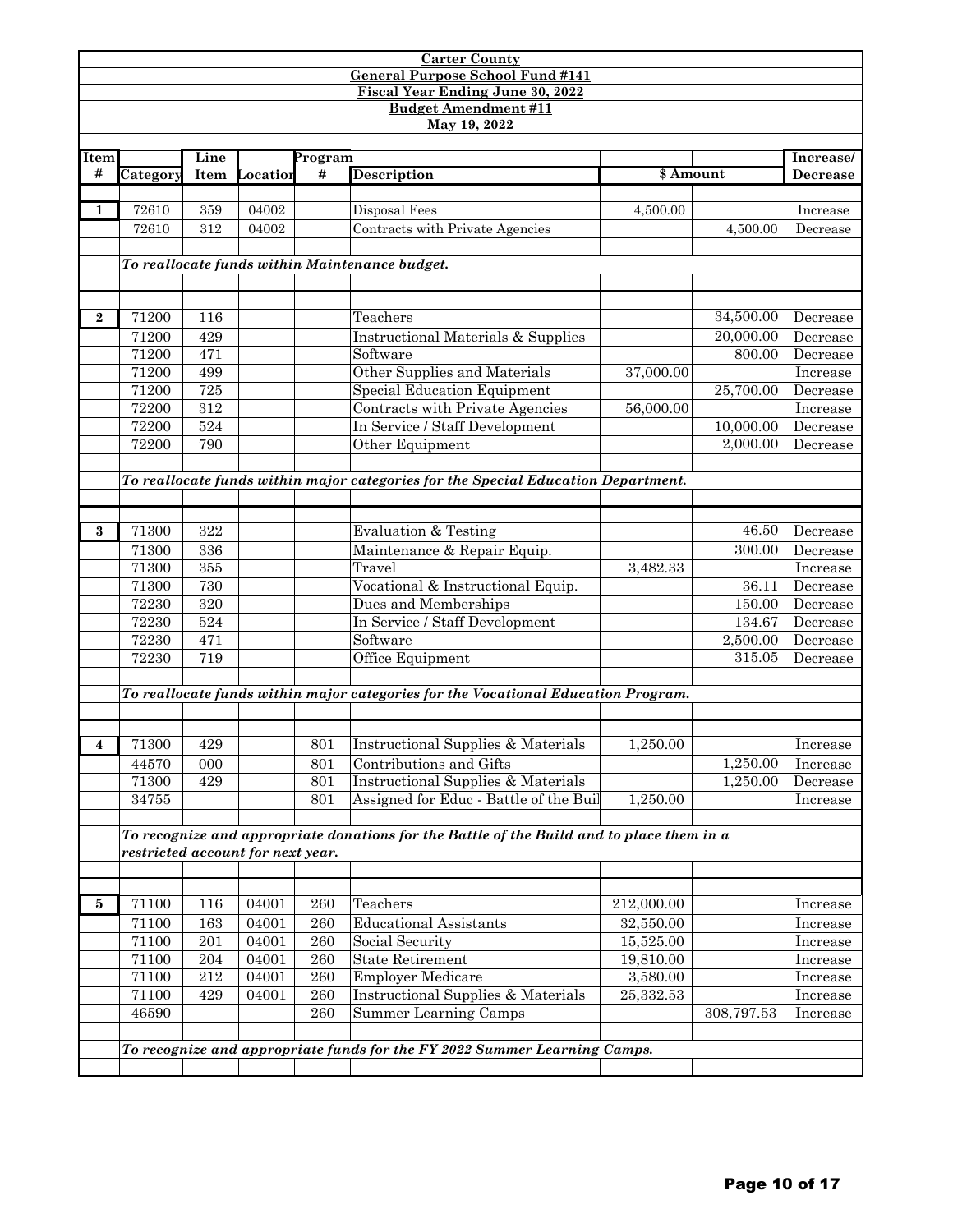**Carter County**

**General Purpose School Fund #141**

**Fiscal Year Ending June 30, 2022**

**Budget Amendment #11**

**May 19, 2022**

| Item # | Category | Line Item | Location | Program # | Description | $ Amount | | Increase/ Decrease |
|---|---|---|---|---|---|---|---|---|
| **1** | 72610 | 359 | 04002 | | Disposal Fees | 4,500.00 | | Increase |
| | 72610 | 312 | 04002 | | Contracts with Private Agencies | | 4,500.00 | Decrease |
| | *To reallocate funds within Maintenance budget.* | | | | | | | |
| **2** | 71200 | 116 | | | Teachers | | 34,500.00 | Decrease |
| | 71200 | 429 | | | Instructional Materials & Supplies | | 20,000.00 | Decrease |
| | 71200 | 471 | | | Software | | 800.00 | Decrease |
| | 71200 | 499 | | | Other Supplies and Materials | 37,000.00 | | Increase |
| | 71200 | 725 | | | Special Education Equipment | | 25,700.00 | Decrease |
| | 72200 | 312 | | | Contracts with Private Agencies | 56,000.00 | | Increase |
| | 72200 | 524 | | | In Service / Staff Development | | 10,000.00 | Decrease |
| | 72200 | 790 | | | Other Equipment | | 2,000.00 | Decrease |
| | *To reallocate funds within major categories for the Special Education Department.* | | | | | | | |
| **3** | 71300 | 322 | | | Evaluation & Testing | | 46.50 | Decrease |
| | 71300 | 336 | | | Maintenance & Repair Equip. | | 300.00 | Decrease |
| | 71300 | 355 | | | Travel | 3,482.33 | | Increase |
| | 71300 | 730 | | | Vocational & Instructional Equip. | | 36.11 | Decrease |
| | 72230 | 320 | | | Dues and Memberships | | 150.00 | Decrease |
| | 72230 | 524 | | | In Service / Staff Development | | 134.67 | Decrease |
| | 72230 | 471 | | | Software | | 2,500.00 | Decrease |
| | 72230 | 719 | | | Office Equipment | | 315.05 | Decrease |
| | *To reallocate funds within major categories for the Vocational Education Program.* | | | | | | | |
| **4** | 71300 | 429 | | 801 | Instructional Supplies & Materials | 1,250.00 | | Increase |
| | 44570 | 000 | | 801 | Contributions and Gifts | | 1,250.00 | Increase |
| | 71300 | 429 | | 801 | Instructional Supplies & Materials | | 1,250.00 | Decrease |
| | 34755 | | | 801 | Assigned for Educ - Battle of the Buil | 1,250.00 | | Increase |
| | *To recognize and appropriate donations for the Battle of the Build and to place them in a restricted account for next year.* | | | | | | | |
| **5** | 71100 | 116 | 04001 | 260 | Teachers | 212,000.00 | | Increase |
| | 71100 | 163 | 04001 | 260 | Educational Assistants | 32,550.00 | | Increase |
| | 71100 | 201 | 04001 | 260 | Social Security | 15,525.00 | | Increase |
| | 71100 | 204 | 04001 | 260 | State Retirement | 19,810.00 | | Increase |
| | 71100 | 212 | 04001 | 260 | Employer Medicare | 3,580.00 | | Increase |
| | 71100 | 429 | 04001 | 260 | Instructional Supplies & Materials | 25,332.53 | | Increase |
| | 46590 | | | 260 | Summer Learning Camps | | 308,797.53 | Increase |
| | *To recognize and appropriate funds for the FY 2022 Summer Learning Camps.* | | | | | | | |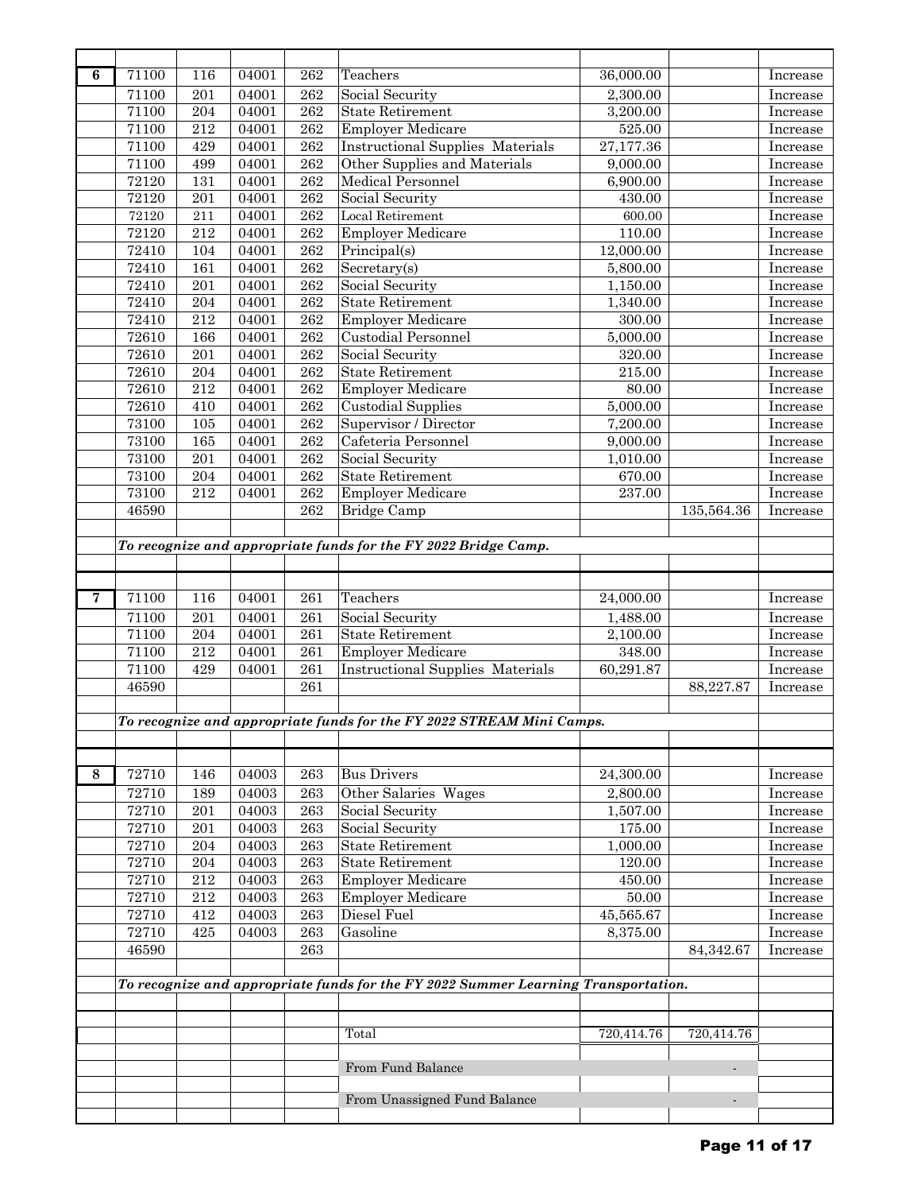| | | | | | | | | |
|---|---|---|---|---|---|---|---|---|
| **6** | 71100 | 116 | 04001 | 262 | Teachers | 36,000.00 | | Increase |
| | 71100 | 201 | 04001 | 262 | Social Security | 2,300.00 | | Increase |
| | 71100 | 204 | 04001 | 262 | State Retirement | 3,200.00 | | Increase |
| | 71100 | 212 | 04001 | 262 | Employer Medicare | 525.00 | | Increase |
| | 71100 | 429 | 04001 | 262 | Instructional Supplies Materials | 27,177.36 | | Increase |
| | 71100 | 499 | 04001 | 262 | Other Supplies and Materials | 9,000.00 | | Increase |
| | 72120 | 131 | 04001 | 262 | Medical Personnel | 6,900.00 | | Increase |
| | 72120 | 201 | 04001 | 262 | Social Security | 430.00 | | Increase |
| | 72120 | 211 | 04001 | 262 | Local Retirement | 600.00 | | Increase |
| | 72120 | 212 | 04001 | 262 | Employer Medicare | 110.00 | | Increase |
| | 72410 | 104 | 04001 | 262 | Principal(s) | 12,000.00 | | Increase |
| | 72410 | 161 | 04001 | 262 | Secretary(s) | 5,800.00 | | Increase |
| | 72410 | 201 | 04001 | 262 | Social Security | 1,150.00 | | Increase |
| | 72410 | 204 | 04001 | 262 | State Retirement | 1,340.00 | | Increase |
| | 72410 | 212 | 04001 | 262 | Employer Medicare | 300.00 | | Increase |
| | 72610 | 166 | 04001 | 262 | Custodial Personnel | 5,000.00 | | Increase |
| | 72610 | 201 | 04001 | 262 | Social Security | 320.00 | | Increase |
| | 72610 | 204 | 04001 | 262 | State Retirement | 215.00 | | Increase |
| | 72610 | 212 | 04001 | 262 | Employer Medicare | 80.00 | | Increase |
| | 72610 | 410 | 04001 | 262 | Custodial Supplies | 5,000.00 | | Increase |
| | 73100 | 105 | 04001 | 262 | Supervisor / Director | 7,200.00 | | Increase |
| | 73100 | 165 | 04001 | 262 | Cafeteria Personnel | 9,000.00 | | Increase |
| | 73100 | 201 | 04001 | 262 | Social Security | 1,010.00 | | Increase |
| | 73100 | 204 | 04001 | 262 | State Retirement | 670.00 | | Increase |
| | 73100 | 212 | 04001 | 262 | Employer Medicare | 237.00 | | Increase |
| | 46590 | | | 262 | Bridge Camp | | 135,564.36 | Increase |
| | *To recognize and appropriate funds for the FY 2022 Bridge Camp.* | | | | | | | |
| **7** | 71100 | 116 | 04001 | 261 | Teachers | 24,000.00 | | Increase |
| | 71100 | 201 | 04001 | 261 | Social Security | 1,488.00 | | Increase |
| | 71100 | 204 | 04001 | 261 | State Retirement | 2,100.00 | | Increase |
| | 71100 | 212 | 04001 | 261 | Employer Medicare | 348.00 | | Increase |
| | 71100 | 429 | 04001 | 261 | Instructional Supplies Materials | 60,291.87 | | Increase |
| | 46590 | | | 261 | | | 88,227.87 | Increase |
| | *To recognize and appropriate funds for the FY 2022 STREAM Mini Camps.* | | | | | | | |
| **8** | 72710 | 146 | 04003 | 263 | Bus Drivers | 24,300.00 | | Increase |
| | 72710 | 189 | 04003 | 263 | Other Salaries Wages | 2,800.00 | | Increase |
| | 72710 | 201 | 04003 | 263 | Social Security | 1,507.00 | | Increase |
| | 72710 | 201 | 04003 | 263 | Social Security | 175.00 | | Increase |
| | 72710 | 204 | 04003 | 263 | State Retirement | 1,000.00 | | Increase |
| | 72710 | 204 | 04003 | 263 | State Retirement | 120.00 | | Increase |
| | 72710 | 212 | 04003 | 263 | Employer Medicare | 450.00 | | Increase |
| | 72710 | 212 | 04003 | 263 | Employer Medicare | 50.00 | | Increase |
| | 72710 | 412 | 04003 | 263 | Diesel Fuel | 45,565.67 | | Increase |
| | 72710 | 425 | 04003 | 263 | Gasoline | 8,375.00 | | Increase |
| | 46590 | | | 263 | | | 84,342.67 | Increase |
| | *To recognize and appropriate funds for the FY 2022 Summer Learning Transportation.* | | | | | | | |
| | | | | | Total | 720,414.76 | 720,414.76 | |
| | | | | | From Fund Balance | | - | |
| | | | | | From Unassigned Fund Balance | | - | |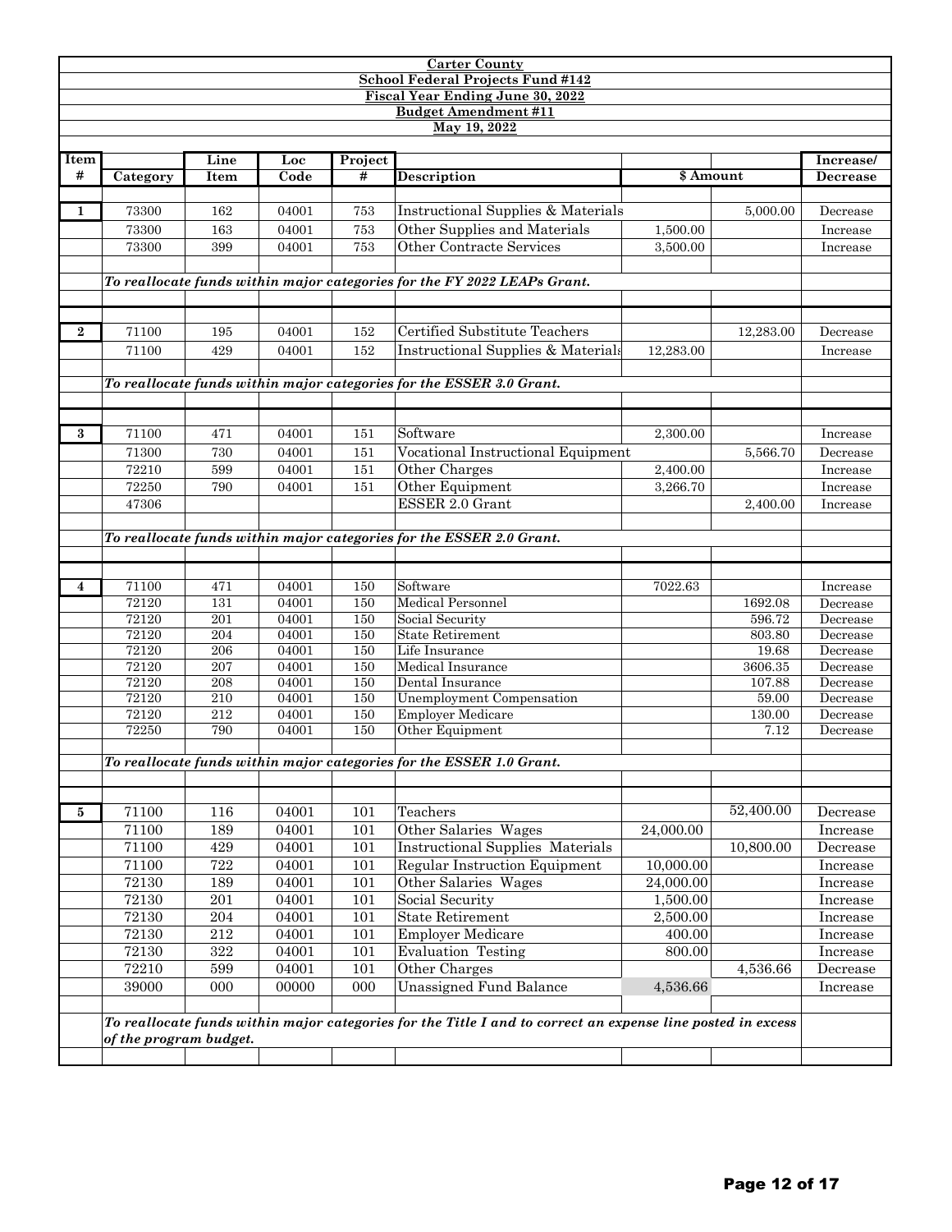**Carter County**

**School Federal Projects Fund #142**

**Fiscal Year Ending June 30, 2022**

**Budget Amendment #11**

**May 19, 2022**

| Item # | Category | Line Item | Loc Code | Project # | Description | $ Amount | | Increase/ Decrease |
|---|---|---|---|---|---|---|---|---|
| 1 | 73300 | 162 | 04001 | 753 | Instructional Supplies & Materials | | 5,000.00 | Decrease |
| | 73300 | 163 | 04001 | 753 | Other Supplies and Materials | 1,500.00 | | Increase |
| | 73300 | 399 | 04001 | 753 | Other Contracte Services | 3,500.00 | | Increase |
| | *To reallocate funds within major categories for the FY 2022 LEAPs Grant.* | | | | | | | |
| 2 | 71100 | 195 | 04001 | 152 | Certified Substitute Teachers | | 12,283.00 | Decrease |
| | 71100 | 429 | 04001 | 152 | Instructional Supplies & Materials | 12,283.00 | | Increase |
| | *To reallocate funds within major categories for the ESSER 3.0 Grant.* | | | | | | | |
| 3 | 71100 | 471 | 04001 | 151 | Software | 2,300.00 | | Increase |
| | 71300 | 730 | 04001 | 151 | Vocational Instructional Equipment | | 5,566.70 | Decrease |
| | 72210 | 599 | 04001 | 151 | Other Charges | 2,400.00 | | Increase |
| | 72250 | 790 | 04001 | 151 | Other Equipment | 3,266.70 | | Increase |
| | 47306 | | | | ESSER 2.0 Grant | | 2,400.00 | Increase |
| | *To reallocate funds within major categories for the ESSER 2.0 Grant.* | | | | | | | |
| 4 | 71100 | 471 | 04001 | 150 | Software | 7022.63 | | Increase |
| | 72120 | 131 | 04001 | 150 | Medical Personnel | | 1692.08 | Decrease |
| | 72120 | 201 | 04001 | 150 | Social Security | | 596.72 | Decrease |
| | 72120 | 204 | 04001 | 150 | State Retirement | | 803.80 | Decrease |
| | 72120 | 206 | 04001 | 150 | Life Insurance | | 19.68 | Decrease |
| | 72120 | 207 | 04001 | 150 | Medical Insurance | | 3606.35 | Decrease |
| | 72120 | 208 | 04001 | 150 | Dental Insurance | | 107.88 | Decrease |
| | 72120 | 210 | 04001 | 150 | Unemployment Compensation | | 59.00 | Decrease |
| | 72120 | 212 | 04001 | 150 | Employer Medicare | | 130.00 | Decrease |
| | 72250 | 790 | 04001 | 150 | Other Equipment | | 7.12 | Decrease |
| | *To reallocate funds within major categories for the ESSER 1.0 Grant.* | | | | | | | |
| 5 | 71100 | 116 | 04001 | 101 | Teachers | | 52,400.00 | Decrease |
| | 71100 | 189 | 04001 | 101 | Other Salaries Wages | 24,000.00 | | Increase |
| | 71100 | 429 | 04001 | 101 | Instructional Supplies Materials | | 10,800.00 | Decrease |
| | 71100 | 722 | 04001 | 101 | Regular Instruction Equipment | 10,000.00 | | Increase |
| | 72130 | 189 | 04001 | 101 | Other Salaries Wages | 24,000.00 | | Increase |
| | 72130 | 201 | 04001 | 101 | Social Security | 1,500.00 | | Increase |
| | 72130 | 204 | 04001 | 101 | State Retirement | 2,500.00 | | Increase |
| | 72130 | 212 | 04001 | 101 | Employer Medicare | 400.00 | | Increase |
| | 72130 | 322 | 04001 | 101 | Evaluation Testing | 800.00 | | Increase |
| | 72210 | 599 | 04001 | 101 | Other Charges | | 4,536.66 | Decrease |
| | 39000 | 000 | 00000 | 000 | Unassigned Fund Balance | 4,536.66 | | Increase |
| | *To reallocate funds within major categories for the Title I and to correct an expense line posted in excess of the program budget.* | | | | | | | |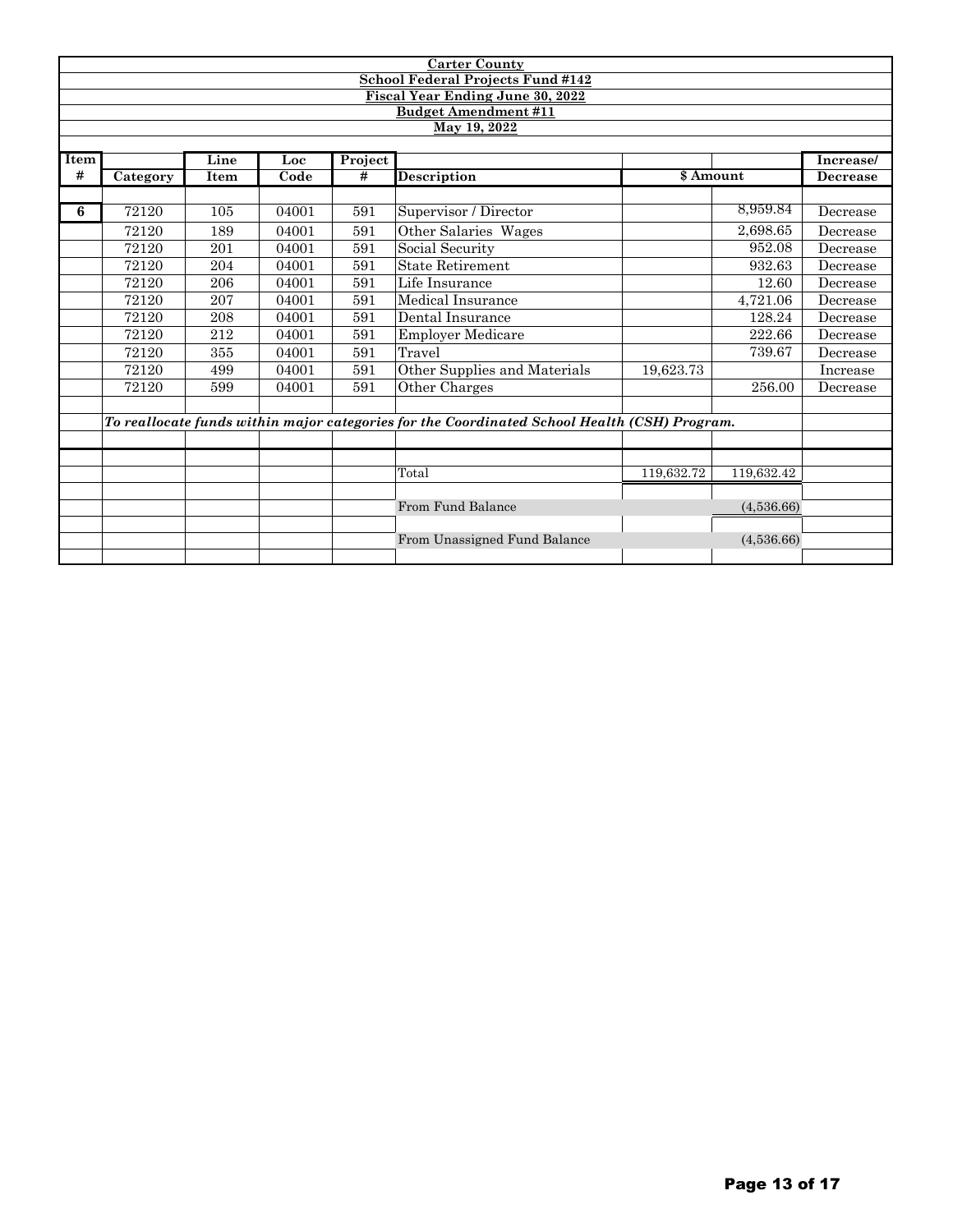**Carter County**
**School Federal Projects Fund #142**
**Fiscal Year Ending June 30, 2022**
**Budget Amendment #11**
**May 19, 2022**

| Item # | Category | Line Item | Loc Code | Project # | Description | $ Amount | | Increase/ Decrease |
|---|---|---|---|---|---|---|---|---|
| **6** | 72120 | 105 | 04001 | 591 | Supervisor / Director | | 8,959.84 | Decrease |
| | 72120 | 189 | 04001 | 591 | Other Salaries Wages | | 2,698.65 | Decrease |
| | 72120 | 201 | 04001 | 591 | Social Security | | 952.08 | Decrease |
| | 72120 | 204 | 04001 | 591 | State Retirement | | 932.63 | Decrease |
| | 72120 | 206 | 04001 | 591 | Life Insurance | | 12.60 | Decrease |
| | 72120 | 207 | 04001 | 591 | Medical Insurance | | 4,721.06 | Decrease |
| | 72120 | 208 | 04001 | 591 | Dental Insurance | | 128.24 | Decrease |
| | 72120 | 212 | 04001 | 591 | Employer Medicare | | 222.66 | Decrease |
| | 72120 | 355 | 04001 | 591 | Travel | | 739.67 | Decrease |
| | 72120 | 499 | 04001 | 591 | Other Supplies and Materials | 19,623.73 | | Increase |
| | 72120 | 599 | 04001 | 591 | Other Charges | | 256.00 | Decrease |
| | *To reallocate funds within major categories for the Coordinated School Health (CSH) Program.* | | | | | | | |
| | | | | | Total | 119,632.72 | 119,632.42 | |
| | | | | | From Fund Balance | | (4,536.66) | |
| | | | | | From Unassigned Fund Balance | | (4,536.66) | |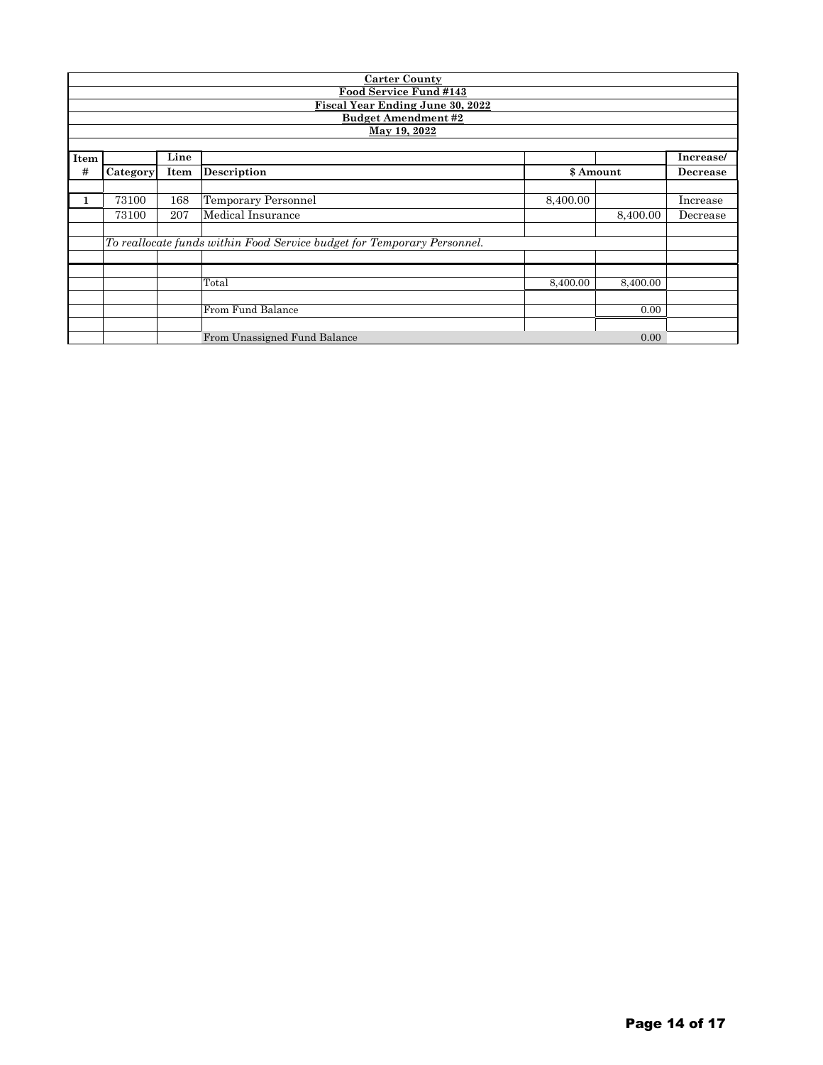**Carter County**

**Food Service Fund #143**

**Fiscal Year Ending June 30, 2022**

**Budget Amendment #2**

**May 19, 2022**

| Item # | Category | Line Item | Description | $ Amount | | Increase/ Decrease |
|---|---|---|---|---|---|---|
| 1 | 73100 | 168 | Temporary Personnel | 8,400.00 | | Increase |
| | 73100 | 207 | Medical Insurance | | 8,400.00 | Decrease |
| | *To reallocate funds within Food Service budget for Temporary Personnel.* | | | | | |
| | | | Total | 8,400.00 | 8,400.00 | |
| | | | From Fund Balance | | 0.00 | |
| | | | From Unassigned Fund Balance | | 0.00 | |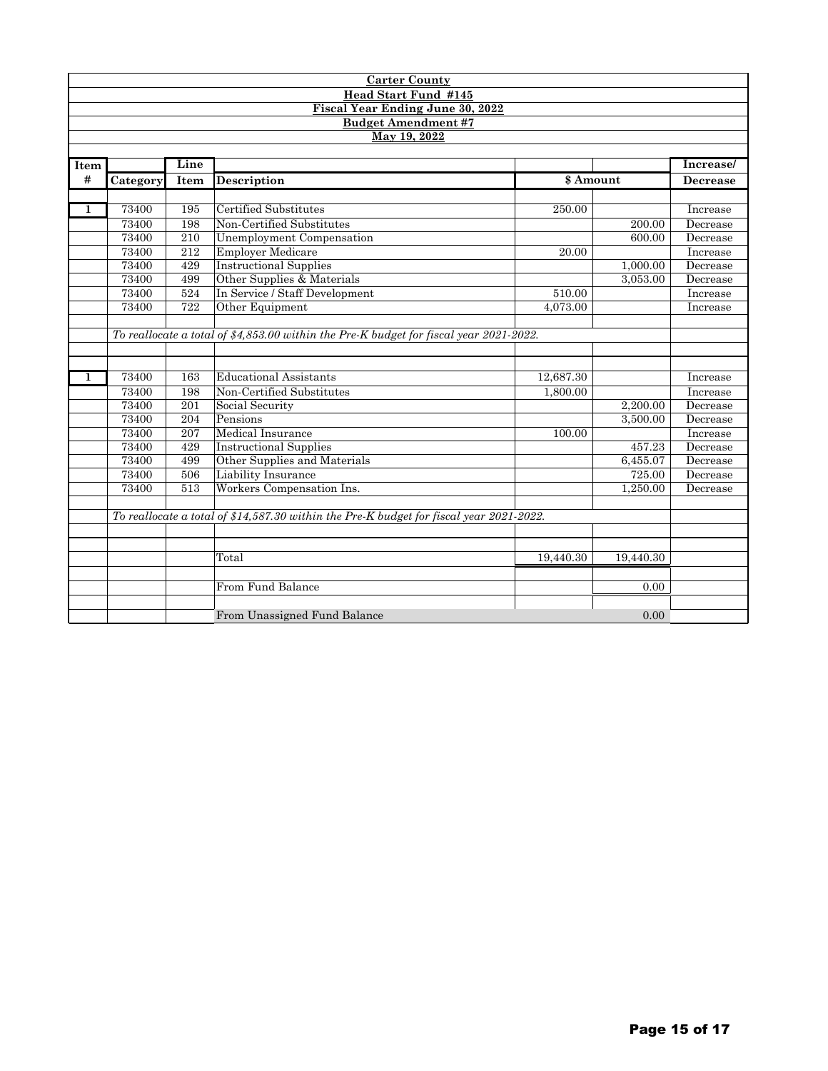**Carter County**

**Head Start Fund #145**

**Fiscal Year Ending June 30, 2022**

**Budget Amendment #7**

**May 19, 2022**

| Item # | Category | Line Item | Description | $ Amount | | Increase/ Decrease |
|---|---|---|---|---|---|---|
| 1 | 73400 | 195 | Certified Substitutes | 250.00 | | Increase |
| | 73400 | 198 | Non-Certified Substitutes | | 200.00 | Decrease |
| | 73400 | 210 | Unemployment Compensation | | 600.00 | Decrease |
| | 73400 | 212 | Employer Medicare | 20.00 | | Increase |
| | 73400 | 429 | Instructional Supplies | | 1,000.00 | Decrease |
| | 73400 | 499 | Other Supplies & Materials | | 3,053.00 | Decrease |
| | 73400 | 524 | In Service / Staff Development | 510.00 | | Increase |
| | 73400 | 722 | Other Equipment | 4,073.00 | | Increase |
| | *To reallocate a total of $4,853.00 within the Pre-K budget for fiscal year 2021-2022.* | | | | | |
| 1 | 73400 | 163 | Educational Assistants | 12,687.30 | | Increase |
| | 73400 | 198 | Non-Certified Substitutes | 1,800.00 | | Increase |
| | 73400 | 201 | Social Security | | 2,200.00 | Decrease |
| | 73400 | 204 | Pensions | | 3,500.00 | Decrease |
| | 73400 | 207 | Medical Insurance | 100.00 | | Increase |
| | 73400 | 429 | Instructional Supplies | | 457.23 | Decrease |
| | 73400 | 499 | Other Supplies and Materials | | 6,455.07 | Decrease |
| | 73400 | 506 | Liability Insurance | | 725.00 | Decrease |
| | 73400 | 513 | Workers Compensation Ins. | | 1,250.00 | Decrease |
| | *To reallocate a total of $14,587.30 within the Pre-K budget for fiscal year 2021-2022.* | | | | | |
| | | | Total | 19,440.30 | 19,440.30 | |
| | | | From Fund Balance | | 0.00 | |
| | | | From Unassigned Fund Balance | | 0.00 | |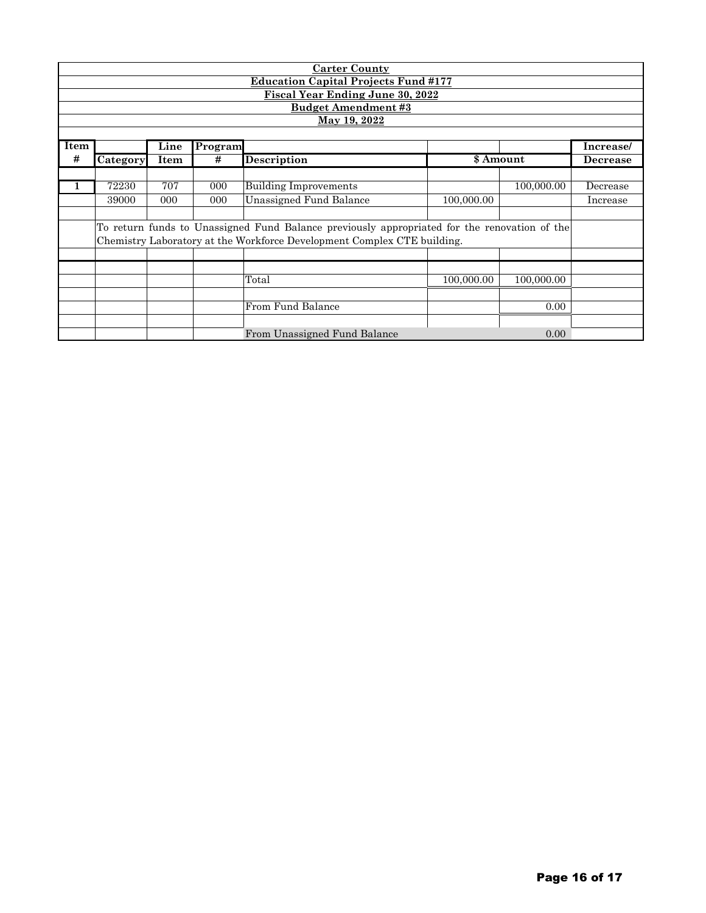**Carter County**

**Education Capital Projects Fund #177**

**Fiscal Year Ending June 30, 2022**

**Budget Amendment #3**

**May 19, 2022**

| Item # | Category | Line Item | Program # | Description | $ Amount | | Increase/ Decrease |
|---|---|---|---|---|---|---|---|
| 1 | 72230 | 707 | 000 | Building Improvements | | 100,000.00 | Decrease |
| | 39000 | 000 | 000 | Unassigned Fund Balance | 100,000.00 | | Increase |
| | To return funds to Unassigned Fund Balance previously appropriated for the renovation of the Chemistry Laboratory at the Workforce Development Complex CTE building. | | | | | | |
| | | | | Total | 100,000.00 | 100,000.00 | |
| | | | | From Fund Balance | | 0.00 | |
| | | | | From Unassigned Fund Balance | | 0.00 | |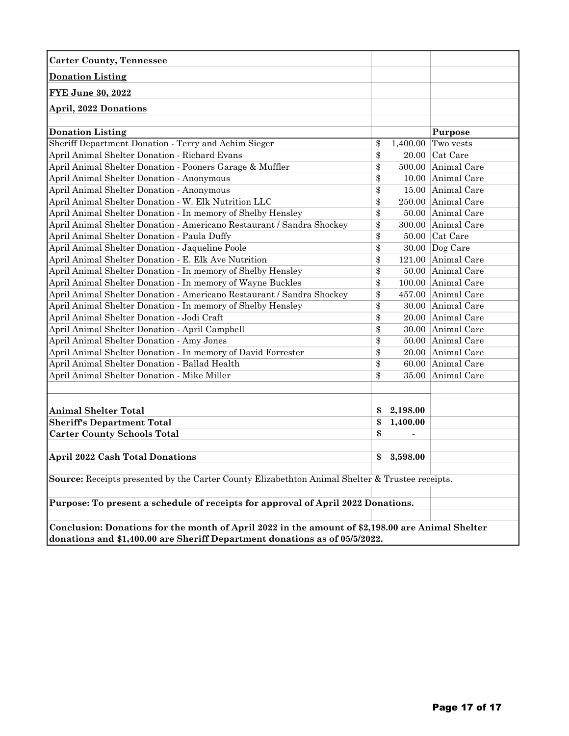**Carter County, Tennessee**

**Donation Listing**

**FYE June 30, 2022**

**April, 2022 Donations**

| **Donation Listing** | | **Purpose** |
|---|---|---|
| Sheriff Department Donation - Terry and Achim Sieger | $ 1,400.00 | Two vests |
| April Animal Shelter Donation - Richard Evans | $ 20.00 | Cat Care |
| April Animal Shelter Donation - Pooners Garage & Muffler | $ 500.00 | Animal Care |
| April Animal Shelter Donation - Anonymous | $ 10.00 | Animal Care |
| April Animal Shelter Donation - Anonymous | $ 15.00 | Animal Care |
| April Animal Shelter Donation - W. Elk Nutrition LLC | $ 250.00 | Animal Care |
| April Animal Shelter Donation - In memory of Shelby Hensley | $ 50.00 | Animal Care |
| April Animal Shelter Donation - Americano Restaurant / Sandra Shockey | $ 300.00 | Animal Care |
| April Animal Shelter Donation - Paula Duffy | $ 50.00 | Cat Care |
| April Animal Shelter Donation - Jaqueline Poole | $ 30.00 | Dog Care |
| April Animal Shelter Donation - E. Elk Ave Nutrition | $ 121.00 | Animal Care |
| April Animal Shelter Donation - In memory of Shelby Hensley | $ 50.00 | Animal Care |
| April Animal Shelter Donation - In memory of Wayne Buckles | $ 100.00 | Animal Care |
| April Animal Shelter Donation - Americano Restaurant / Sandra Shockey | $ 457.00 | Animal Care |
| April Animal Shelter Donation - In memory of Shelby Hensley | $ 30.00 | Animal Care |
| April Animal Shelter Donation - Jodi Craft | $ 20.00 | Animal Care |
| April Animal Shelter Donation - April Campbell | $ 30.00 | Animal Care |
| April Animal Shelter Donation - Amy Jones | $ 50.00 | Animal Care |
| April Animal Shelter Donation - In memory of David Forrester | $ 20.00 | Animal Care |
| April Animal Shelter Donation - Ballad Health | $ 60.00 | Animal Care |
| April Animal Shelter Donation - Mike Miller | $ 35.00 | Animal Care |
| | | |
| **Animal Shelter Total** | **$ 2,198.00** | |
| **Sheriff's Department Total** | **$ 1,400.00** | |
| **Carter County Schools Total** | **$ -** | |
| | | |
| **April 2022 Cash Total Donations** | **$ 3,598.00** | |

**Source:** Receipts presented by the Carter County Elizabethton Animal Shelter & Trustee receipts.

**Purpose: To present a schedule of receipts for approval of April 2022 Donations.**

**Conclusion: Donations for the month of April 2022 in the amount of $2,198.00 are Animal Shelter donations and $1,400.00 are Sheriff Department donations as of 05/5/2022.**